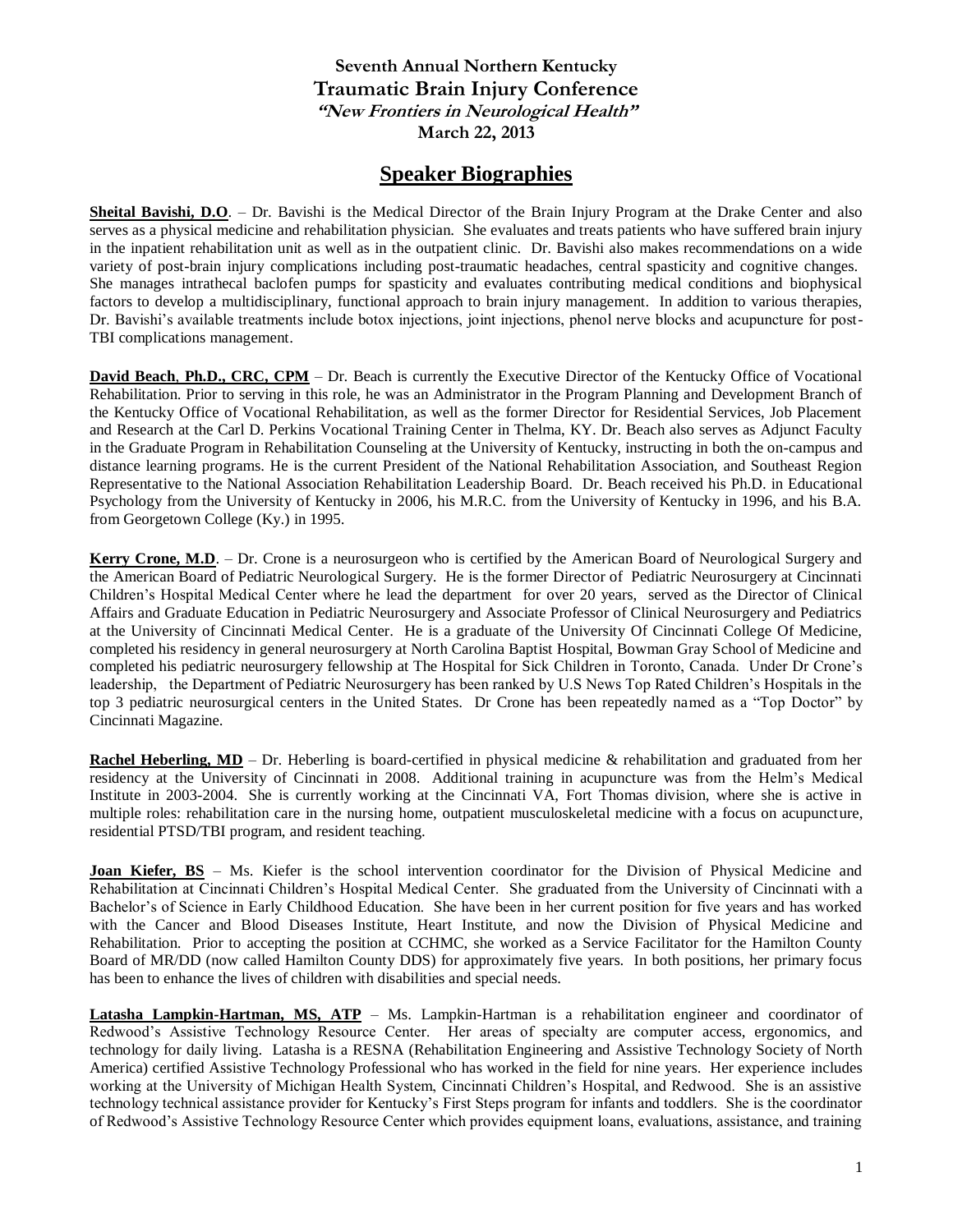**Seventh Annual Northern Kentucky**
**Traumatic Brain Injury Conference**
***"New Frontiers in Neurological Health"***
**March 22, 2013**

## Speaker Biographies

**Sheital Bavishi, D.O**. – Dr. Bavishi is the Medical Director of the Brain Injury Program at the Drake Center and also serves as a physical medicine and rehabilitation physician. She evaluates and treats patients who have suffered brain injury in the inpatient rehabilitation unit as well as in the outpatient clinic. Dr. Bavishi also makes recommendations on a wide variety of post-brain injury complications including post-traumatic headaches, central spasticity and cognitive changes. She manages intrathecal baclofen pumps for spasticity and evaluates contributing medical conditions and biophysical factors to develop a multidisciplinary, functional approach to brain injury management. In addition to various therapies, Dr. Bavishi's available treatments include botox injections, joint injections, phenol nerve blocks and acupuncture for post-TBI complications management.

**David Beach**, **Ph.D., CRC, CPM** – Dr. Beach is currently the Executive Director of the Kentucky Office of Vocational Rehabilitation. Prior to serving in this role, he was an Administrator in the Program Planning and Development Branch of the Kentucky Office of Vocational Rehabilitation, as well as the former Director for Residential Services, Job Placement and Research at the Carl D. Perkins Vocational Training Center in Thelma, KY. Dr. Beach also serves as Adjunct Faculty in the Graduate Program in Rehabilitation Counseling at the University of Kentucky, instructing in both the on-campus and distance learning programs. He is the current President of the National Rehabilitation Association, and Southeast Region Representative to the National Association Rehabilitation Leadership Board. Dr. Beach received his Ph.D. in Educational Psychology from the University of Kentucky in 2006, his M.R.C. from the University of Kentucky in 1996, and his B.A. from Georgetown College (Ky.) in 1995.

**Kerry Crone, M.D**. – Dr. Crone is a neurosurgeon who is certified by the American Board of Neurological Surgery and the American Board of Pediatric Neurological Surgery. He is the former Director of Pediatric Neurosurgery at Cincinnati Children's Hospital Medical Center where he lead the department for over 20 years, served as the Director of Clinical Affairs and Graduate Education in Pediatric Neurosurgery and Associate Professor of Clinical Neurosurgery and Pediatrics at the University of Cincinnati Medical Center. He is a graduate of the University Of Cincinnati College Of Medicine, completed his residency in general neurosurgery at North Carolina Baptist Hospital, Bowman Gray School of Medicine and completed his pediatric neurosurgery fellowship at The Hospital for Sick Children in Toronto, Canada. Under Dr Crone's leadership, the Department of Pediatric Neurosurgery has been ranked by U.S News Top Rated Children's Hospitals in the top 3 pediatric neurosurgical centers in the United States. Dr Crone has been repeatedly named as a "Top Doctor" by Cincinnati Magazine.

**Rachel Heberling, MD** – Dr. Heberling is board-certified in physical medicine & rehabilitation and graduated from her residency at the University of Cincinnati in 2008. Additional training in acupuncture was from the Helm's Medical Institute in 2003-2004. She is currently working at the Cincinnati VA, Fort Thomas division, where she is active in multiple roles: rehabilitation care in the nursing home, outpatient musculoskeletal medicine with a focus on acupuncture, residential PTSD/TBI program, and resident teaching.

**Joan Kiefer, BS** – Ms. Kiefer is the school intervention coordinator for the Division of Physical Medicine and Rehabilitation at Cincinnati Children's Hospital Medical Center. She graduated from the University of Cincinnati with a Bachelor's of Science in Early Childhood Education. She have been in her current position for five years and has worked with the Cancer and Blood Diseases Institute, Heart Institute, and now the Division of Physical Medicine and Rehabilitation. Prior to accepting the position at CCHMC, she worked as a Service Facilitator for the Hamilton County Board of MR/DD (now called Hamilton County DDS) for approximately five years. In both positions, her primary focus has been to enhance the lives of children with disabilities and special needs.

**Latasha Lampkin-Hartman, MS, ATP** – Ms. Lampkin-Hartman is a rehabilitation engineer and coordinator of Redwood's Assistive Technology Resource Center. Her areas of specialty are computer access, ergonomics, and technology for daily living. Latasha is a RESNA (Rehabilitation Engineering and Assistive Technology Society of North America) certified Assistive Technology Professional who has worked in the field for nine years. Her experience includes working at the University of Michigan Health System, Cincinnati Children's Hospital, and Redwood. She is an assistive technology technical assistance provider for Kentucky's First Steps program for infants and toddlers. She is the coordinator of Redwood's Assistive Technology Resource Center which provides equipment loans, evaluations, assistance, and training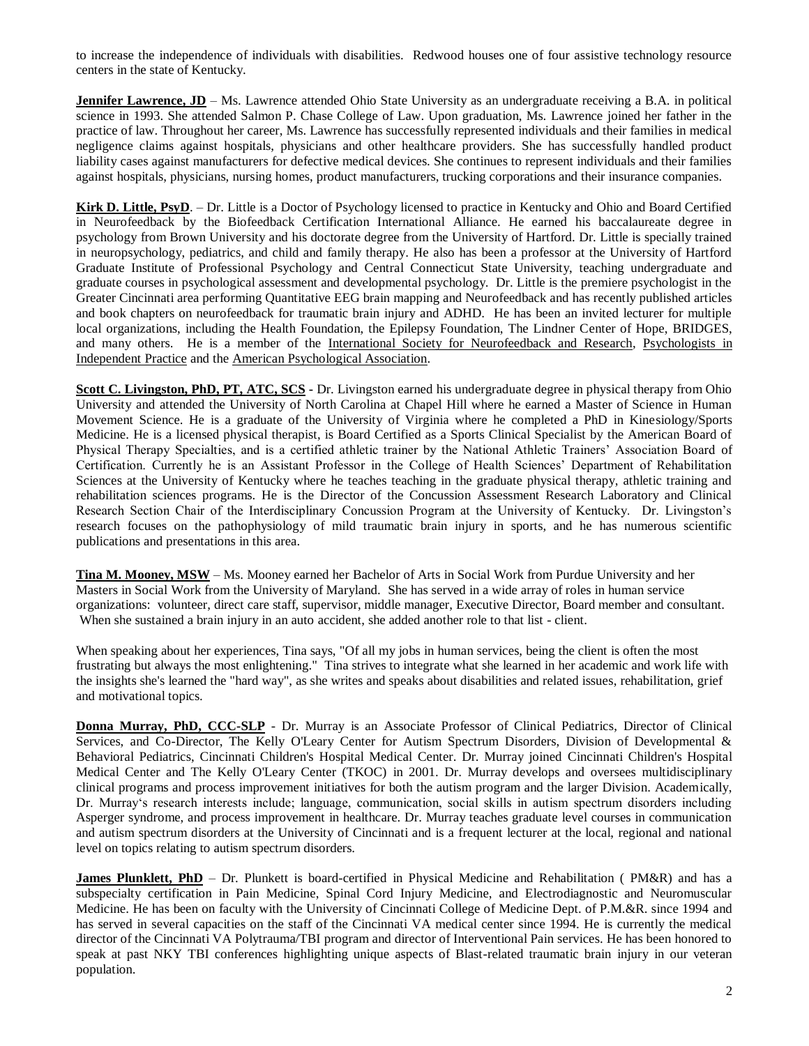to increase the independence of individuals with disabilities. Redwood houses one of four assistive technology resource centers in the state of Kentucky.

**Jennifer Lawrence, JD** – Ms. Lawrence attended Ohio State University as an undergraduate receiving a B.A. in political science in 1993. She attended Salmon P. Chase College of Law. Upon graduation, Ms. Lawrence joined her father in the practice of law. Throughout her career, Ms. Lawrence has successfully represented individuals and their families in medical negligence claims against hospitals, physicians and other healthcare providers. She has successfully handled product liability cases against manufacturers for defective medical devices. She continues to represent individuals and their families against hospitals, physicians, nursing homes, product manufacturers, trucking corporations and their insurance companies.

**Kirk D. Little, PsyD**. – Dr. Little is a Doctor of Psychology licensed to practice in Kentucky and Ohio and Board Certified in Neurofeedback by the Biofeedback Certification International Alliance. He earned his baccalaureate degree in psychology from Brown University and his doctorate degree from the University of Hartford. Dr. Little is specially trained in neuropsychology, pediatrics, and child and family therapy. He also has been a professor at the University of Hartford Graduate Institute of Professional Psychology and Central Connecticut State University, teaching undergraduate and graduate courses in psychological assessment and developmental psychology. Dr. Little is the premiere psychologist in the Greater Cincinnati area performing Quantitative EEG brain mapping and Neurofeedback and has recently published articles and book chapters on neurofeedback for traumatic brain injury and ADHD. He has been an invited lecturer for multiple local organizations, including the Health Foundation, the Epilepsy Foundation, The Lindner Center of Hope, BRIDGES, and many others. He is a member of the International Society for Neurofeedback and Research, Psychologists in Independent Practice and the American Psychological Association.

**Scott C. Livingston, PhD, PT, ATC, SCS** - Dr. Livingston earned his undergraduate degree in physical therapy from Ohio University and attended the University of North Carolina at Chapel Hill where he earned a Master of Science in Human Movement Science. He is a graduate of the University of Virginia where he completed a PhD in Kinesiology/Sports Medicine. He is a licensed physical therapist, is Board Certified as a Sports Clinical Specialist by the American Board of Physical Therapy Specialties, and is a certified athletic trainer by the National Athletic Trainers' Association Board of Certification. Currently he is an Assistant Professor in the College of Health Sciences' Department of Rehabilitation Sciences at the University of Kentucky where he teaches teaching in the graduate physical therapy, athletic training and rehabilitation sciences programs. He is the Director of the Concussion Assessment Research Laboratory and Clinical Research Section Chair of the Interdisciplinary Concussion Program at the University of Kentucky. Dr. Livingston's research focuses on the pathophysiology of mild traumatic brain injury in sports, and he has numerous scientific publications and presentations in this area.

**Tina M. Mooney, MSW** – Ms. Mooney earned her Bachelor of Arts in Social Work from Purdue University and her Masters in Social Work from the University of Maryland. She has served in a wide array of roles in human service organizations: volunteer, direct care staff, supervisor, middle manager, Executive Director, Board member and consultant. When she sustained a brain injury in an auto accident, she added another role to that list - client.

When speaking about her experiences, Tina says, "Of all my jobs in human services, being the client is often the most frustrating but always the most enlightening." Tina strives to integrate what she learned in her academic and work life with the insights she's learned the "hard way", as she writes and speaks about disabilities and related issues, rehabilitation, grief and motivational topics.

**Donna Murray, PhD, CCC-SLP** - Dr. Murray is an Associate Professor of Clinical Pediatrics, Director of Clinical Services, and Co-Director, The Kelly O'Leary Center for Autism Spectrum Disorders, Division of Developmental & Behavioral Pediatrics, Cincinnati Children's Hospital Medical Center. Dr. Murray joined Cincinnati Children's Hospital Medical Center and The Kelly O'Leary Center (TKOC) in 2001. Dr. Murray develops and oversees multidisciplinary clinical programs and process improvement initiatives for both the autism program and the larger Division. Academically, Dr. Murray's research interests include; language, communication, social skills in autism spectrum disorders including Asperger syndrome, and process improvement in healthcare. Dr. Murray teaches graduate level courses in communication and autism spectrum disorders at the University of Cincinnati and is a frequent lecturer at the local, regional and national level on topics relating to autism spectrum disorders.

**James Plunklett, PhD** – Dr. Plunkett is board-certified in Physical Medicine and Rehabilitation ( PM&R) and has a subspecialty certification in Pain Medicine, Spinal Cord Injury Medicine, and Electrodiagnostic and Neuromuscular Medicine. He has been on faculty with the University of Cincinnati College of Medicine Dept. of P.M.&R. since 1994 and has served in several capacities on the staff of the Cincinnati VA medical center since 1994. He is currently the medical director of the Cincinnati VA Polytrauma/TBI program and director of Interventional Pain services. He has been honored to speak at past NKY TBI conferences highlighting unique aspects of Blast-related traumatic brain injury in our veteran population.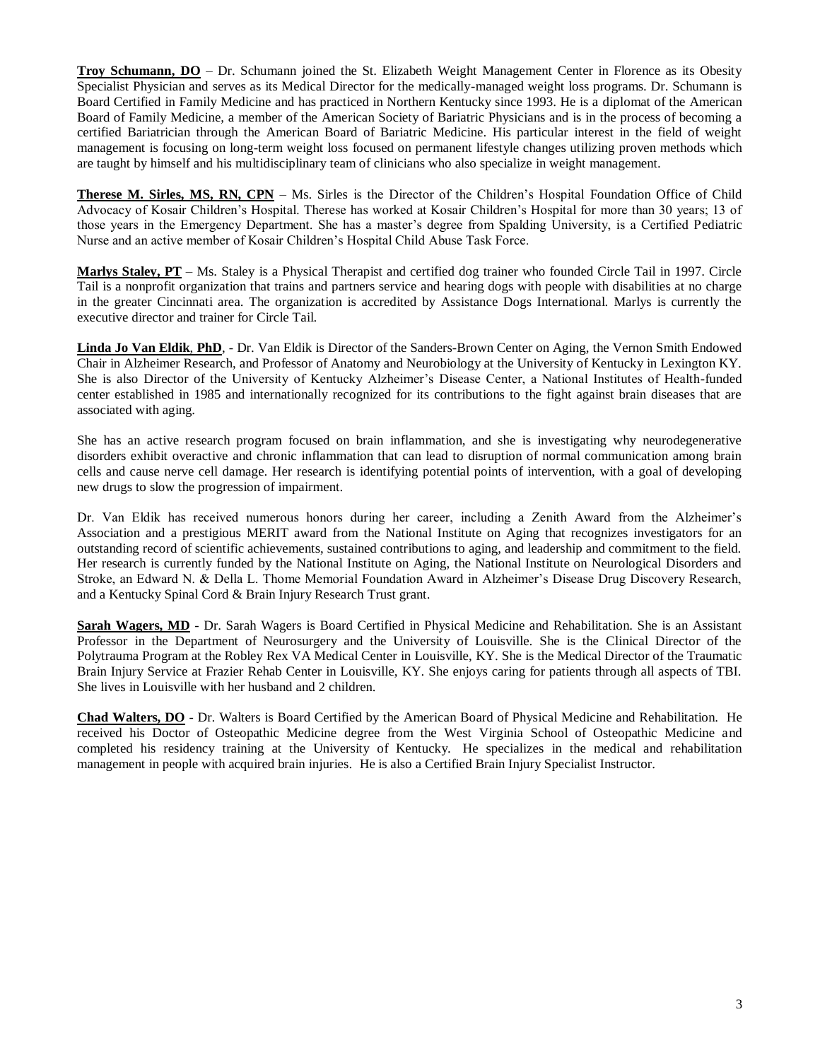**Troy Schumann, DO** – Dr. Schumann joined the St. Elizabeth Weight Management Center in Florence as its Obesity Specialist Physician and serves as its Medical Director for the medically-managed weight loss programs. Dr. Schumann is Board Certified in Family Medicine and has practiced in Northern Kentucky since 1993. He is a diplomat of the American Board of Family Medicine, a member of the American Society of Bariatric Physicians and is in the process of becoming a certified Bariatrician through the American Board of Bariatric Medicine. His particular interest in the field of weight management is focusing on long-term weight loss focused on permanent lifestyle changes utilizing proven methods which are taught by himself and his multidisciplinary team of clinicians who also specialize in weight management.

**Therese M. Sirles, MS, RN, CPN** – Ms. Sirles is the Director of the Children's Hospital Foundation Office of Child Advocacy of Kosair Children's Hospital. Therese has worked at Kosair Children's Hospital for more than 30 years; 13 of those years in the Emergency Department. She has a master's degree from Spalding University, is a Certified Pediatric Nurse and an active member of Kosair Children's Hospital Child Abuse Task Force.

**Marlys Staley, PT** – Ms. Staley is a Physical Therapist and certified dog trainer who founded Circle Tail in 1997. Circle Tail is a nonprofit organization that trains and partners service and hearing dogs with people with disabilities at no charge in the greater Cincinnati area. The organization is accredited by Assistance Dogs International. Marlys is currently the executive director and trainer for Circle Tail.

**Linda Jo Van Eldik**, **PhD**, - Dr. Van Eldik is Director of the Sanders-Brown Center on Aging, the Vernon Smith Endowed Chair in Alzheimer Research, and Professor of Anatomy and Neurobiology at the University of Kentucky in Lexington KY. She is also Director of the University of Kentucky Alzheimer's Disease Center, a National Institutes of Health-funded center established in 1985 and internationally recognized for its contributions to the fight against brain diseases that are associated with aging.

She has an active research program focused on brain inflammation, and she is investigating why neurodegenerative disorders exhibit overactive and chronic inflammation that can lead to disruption of normal communication among brain cells and cause nerve cell damage. Her research is identifying potential points of intervention, with a goal of developing new drugs to slow the progression of impairment.

Dr. Van Eldik has received numerous honors during her career, including a Zenith Award from the Alzheimer's Association and a prestigious MERIT award from the National Institute on Aging that recognizes investigators for an outstanding record of scientific achievements, sustained contributions to aging, and leadership and commitment to the field. Her research is currently funded by the National Institute on Aging, the National Institute on Neurological Disorders and Stroke, an Edward N. & Della L. Thome Memorial Foundation Award in Alzheimer's Disease Drug Discovery Research, and a Kentucky Spinal Cord & Brain Injury Research Trust grant.

**Sarah Wagers, MD** - Dr. Sarah Wagers is Board Certified in Physical Medicine and Rehabilitation. She is an Assistant Professor in the Department of Neurosurgery and the University of Louisville. She is the Clinical Director of the Polytrauma Program at the Robley Rex VA Medical Center in Louisville, KY. She is the Medical Director of the Traumatic Brain Injury Service at Frazier Rehab Center in Louisville, KY. She enjoys caring for patients through all aspects of TBI. She lives in Louisville with her husband and 2 children.

**Chad Walters, DO** - Dr. Walters is Board Certified by the American Board of Physical Medicine and Rehabilitation. He received his Doctor of Osteopathic Medicine degree from the West Virginia School of Osteopathic Medicine and completed his residency training at the University of Kentucky. He specializes in the medical and rehabilitation management in people with acquired brain injuries. He is also a Certified Brain Injury Specialist Instructor.